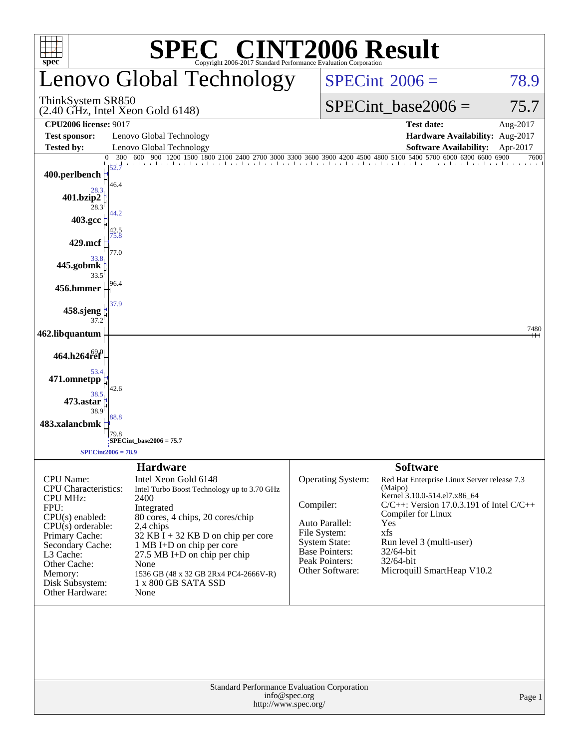# SPEC® CINT2006 Result

Copyright 2006-2017 Standard Performance Evaluation Corporation

## Lenovo Global Technology

ThinkSystem SR850
(2.40 GHz, Intel Xeon Gold 6148)

SPECint 2006 = 78.9

SPECint_base2006 = 75.7

| | | | |
|---|---|---|---|
| **CPU2006 license:** 9017 | | **Test date:** | Aug-2017 |
| **Test sponsor:** | Lenovo Global Technology | **Hardware Availability:** | Aug-2017 |
| **Tested by:** | Lenovo Global Technology | **Software Availability:** | Apr-2017 |

| Benchmark | Peak | Base |
|---|---|---|
| 400.perlbench | 52.7 | 46.4 |
| 401.bzip2 | 28.3 | 28.3 |
| 403.gcc | 44.2 | 42.5 |
| 429.mcf | 75.8 | 77.0 |
| 445.gobmk | 33.8 | 33.5 |
| 456.hmmer | 96.4 | |
| 458.sjeng | 37.9 | 37.2 |
| 462.libquantum | 7480 | |
| 464.h264ref | 69.0 | |
| 471.omnetpp | 53.4 | 42.6 |
| 473.astar | 38.5 | 38.9 |
| 483.xalancbmk | 88.8 | 79.8 |

SPECint_base2006 = 75.7

SPECint2006 = 78.9

### Hardware

| | |
|---|---|
| CPU Name: | Intel Xeon Gold 6148 |
| CPU Characteristics: | Intel Turbo Boost Technology up to 3.70 GHz |
| CPU MHz: | 2400 |
| FPU: | Integrated |
| CPU(s) enabled: | 80 cores, 4 chips, 20 cores/chip |
| CPU(s) orderable: | 2,4 chips |
| Primary Cache: | 32 KB I + 32 KB D on chip per core |
| Secondary Cache: | 1 MB I+D on chip per core |
| L3 Cache: | 27.5 MB I+D on chip per chip |
| Other Cache: | None |
| Memory: | 1536 GB (48 x 32 GB 2Rx4 PC4-2666V-R) |
| Disk Subsystem: | 1 x 800 GB SATA SSD |
| Other Hardware: | None |

### Software

| | |
|---|---|
| Operating System: | Red Hat Enterprise Linux Server release 7.3 (Maipo) Kernel 3.10.0-514.el7.x86_64 |
| Compiler: | C/C++: Version 17.0.3.191 of Intel C/C++ Compiler for Linux |
| Auto Parallel: | Yes |
| File System: | xfs |
| System State: | Run level 3 (multi-user) |
| Base Pointers: | 32/64-bit |
| Peak Pointers: | 32/64-bit |
| Other Software: | Microquill SmartHeap V10.2 |

Standard Performance Evaluation Corporation
info@spec.org
http://www.spec.org/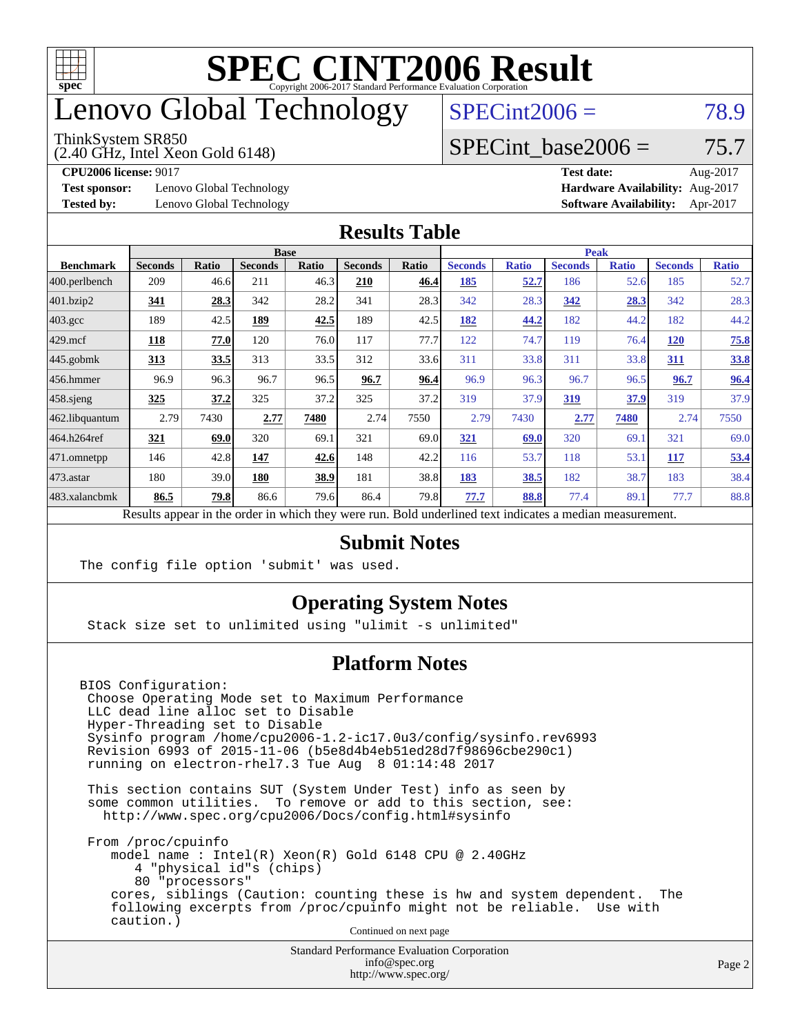# SPEC CINT2006 Result

Copyright 2006-2017 Standard Performance Evaluation Corporation

# Lenovo Global Technology

ThinkSystem SR850
(2.40 GHz, Intel Xeon Gold 6148)

SPECint2006 = 78.9

SPECint_base2006 = 75.7

**CPU2006 license:** 9017
**Test sponsor:** Lenovo Global Technology
**Tested by:** Lenovo Global Technology

**Test date:** Aug-2017
**Hardware Availability:** Aug-2017
**Software Availability:** Apr-2017

## Results Table

| | Base | | | | | | Peak | | | | | |
|---|---|---|---|---|---|---|---|---|---|---|---|---|
| **Benchmark** | **Seconds** | **Ratio** | **Seconds** | **Ratio** | **Seconds** | **Ratio** | **Seconds** | **Ratio** | **Seconds** | **Ratio** | **Seconds** | **Ratio** |
| 400.perlbench | 209 | 46.6 | 211 | 46.3 | **210** | **46.4** | **185** | **52.7** | 186 | 52.6 | 185 | 52.7 |
| 401.bzip2 | **341** | **28.3** | 342 | 28.2 | 341 | 28.3 | 342 | 28.3 | **342** | **28.3** | 342 | 28.3 |
| 403.gcc | 189 | 42.5 | **189** | **42.5** | 189 | 42.5 | **182** | **44.2** | 182 | 44.2 | 182 | 44.2 |
| 429.mcf | **118** | **77.0** | 120 | 76.0 | 117 | 77.7 | 122 | 74.7 | 119 | 76.4 | **120** | **75.8** |
| 445.gobmk | **313** | **33.5** | 313 | 33.5 | 312 | 33.6 | 311 | 33.8 | 311 | 33.8 | **311** | **33.8** |
| 456.hmmer | 96.9 | 96.3 | 96.7 | 96.5 | **96.7** | **96.4** | 96.9 | 96.3 | 96.7 | 96.5 | **96.7** | **96.4** |
| 458.sjeng | **325** | **37.2** | 325 | 37.2 | 325 | 37.2 | 319 | 37.9 | **319** | **37.9** | 319 | 37.9 |
| 462.libquantum | 2.79 | 7430 | **2.77** | **7480** | 2.74 | 7550 | 2.79 | 7430 | **2.77** | **7480** | 2.74 | 7550 |
| 464.h264ref | **321** | **69.0** | 320 | 69.1 | 321 | 69.0 | **321** | **69.0** | 320 | 69.1 | 321 | 69.0 |
| 471.omnetpp | 146 | 42.8 | **147** | **42.6** | 148 | 42.2 | 116 | 53.7 | 118 | 53.1 | **117** | **53.4** |
| 473.astar | 180 | 39.0 | **180** | **38.9** | 181 | 38.8 | **183** | **38.5** | 182 | 38.7 | 183 | 38.4 |
| 483.xalancbmk | **86.5** | **79.8** | 86.6 | 79.6 | 86.4 | 79.8 | **77.7** | **88.8** | 77.4 | 89.1 | 77.7 | 88.8 |

Results appear in the order in which they were run. Bold underlined text indicates a median measurement.

## Submit Notes

```
The config file option 'submit' was used.
```

## Operating System Notes

```
Stack size set to unlimited using "ulimit -s unlimited"
```

## Platform Notes

```
BIOS Configuration:
 Choose Operating Mode set to Maximum Performance
 LLC dead line alloc set to Disable
 Hyper-Threading set to Disable
 Sysinfo program /home/cpu2006-1.2-ic17.0u3/config/sysinfo.rev6993
 Revision 6993 of 2015-11-06 (b5e8d4b4eb51ed28d7f98696cbe290c1)
 running on electron-rhel7.3 Tue Aug  8 01:14:48 2017

 This section contains SUT (System Under Test) info as seen by
 some common utilities.  To remove or add to this section, see:
   http://www.spec.org/cpu2006/Docs/config.html#sysinfo

 From /proc/cpuinfo
    model name : Intel(R) Xeon(R) Gold 6148 CPU @ 2.40GHz
       4 "physical id"s (chips)
       80 "processors"
    cores, siblings (Caution: counting these is hw and system dependent.  The
    following excerpts from /proc/cpuinfo might not be reliable.  Use with
    caution.)
```

Continued on next page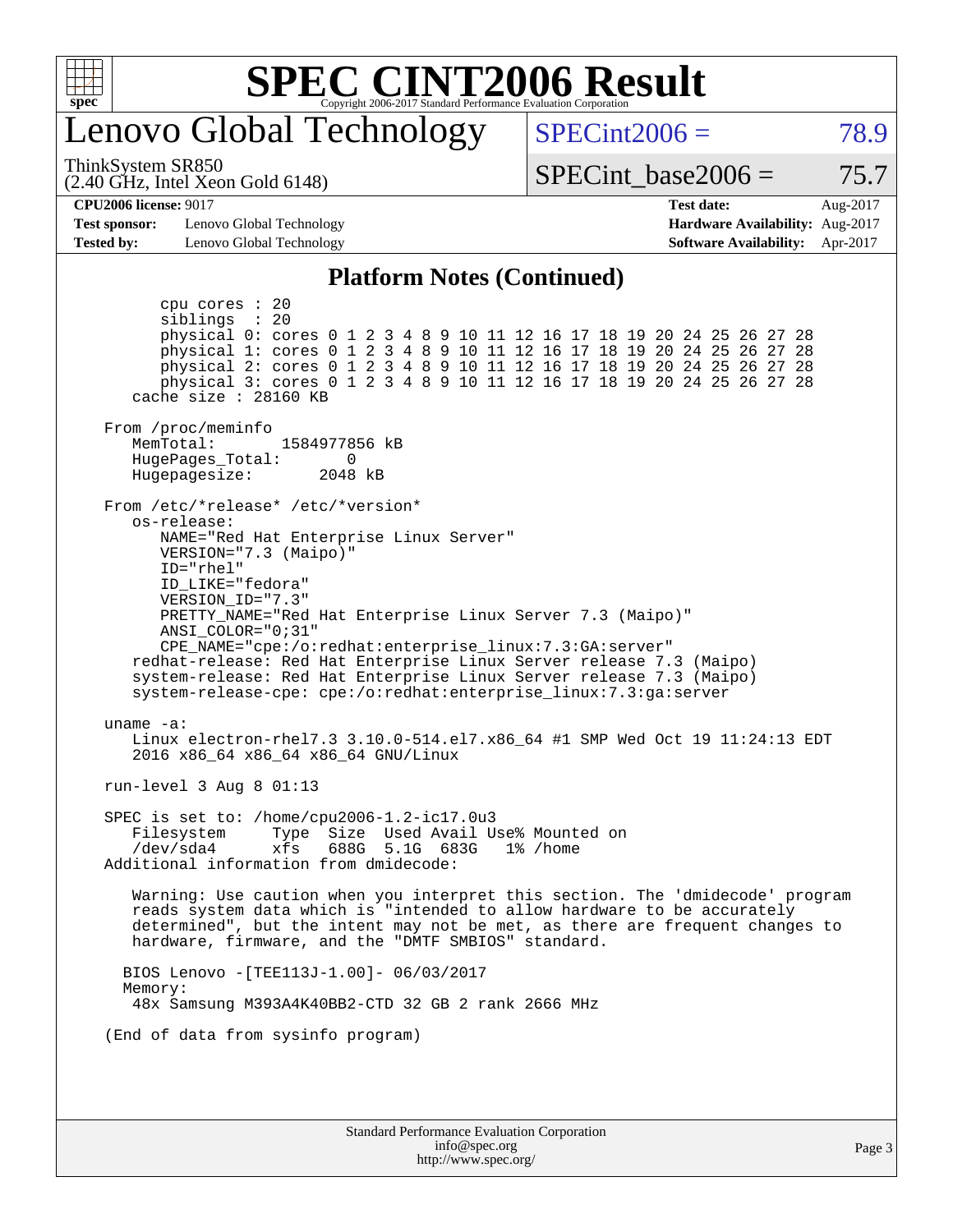# Lenovo Global Technology

ThinkSystem SR850
(2.40 GHz, Intel Xeon Gold 6148)

SPECint2006 = 78.9

SPECint_base2006 = 75.7

| **CPU2006 license:** 9017 | **Test date:** Aug-2017 |
|---|---|
| **Test sponsor:** Lenovo Global Technology | **Hardware Availability:** Aug-2017 |
| **Tested by:** Lenovo Global Technology | **Software Availability:** Apr-2017 |

## Platform Notes (Continued)

```
        cpu cores : 20
        siblings  : 20
        physical 0: cores 0 1 2 3 4 8 9 10 11 12 16 17 18 19 20 24 25 26 27 28
        physical 1: cores 0 1 2 3 4 8 9 10 11 12 16 17 18 19 20 24 25 26 27 28
        physical 2: cores 0 1 2 3 4 8 9 10 11 12 16 17 18 19 20 24 25 26 27 28
        physical 3: cores 0 1 2 3 4 8 9 10 11 12 16 17 18 19 20 24 25 26 27 28
    cache size : 28160 KB

 From /proc/meminfo
    MemTotal:       1584977856 kB
    HugePages_Total:       0
    Hugepagesize:       2048 kB

 From /etc/*release* /etc/*version*
    os-release:
       NAME="Red Hat Enterprise Linux Server"
       VERSION="7.3 (Maipo)"
       ID="rhel"
       ID_LIKE="fedora"
       VERSION_ID="7.3"
       PRETTY_NAME="Red Hat Enterprise Linux Server 7.3 (Maipo)"
       ANSI_COLOR="0;31"
       CPE_NAME="cpe:/o:redhat:enterprise_linux:7.3:GA:server"
    redhat-release: Red Hat Enterprise Linux Server release 7.3 (Maipo)
    system-release: Red Hat Enterprise Linux Server release 7.3 (Maipo)
    system-release-cpe: cpe:/o:redhat:enterprise_linux:7.3:ga:server

 uname -a:
    Linux electron-rhel7.3 3.10.0-514.el7.x86_64 #1 SMP Wed Oct 19 11:24:13 EDT
    2016 x86_64 x86_64 x86_64 GNU/Linux

 run-level 3 Aug 8 01:13

 SPEC is set to: /home/cpu2006-1.2-ic17.0u3
    Filesystem     Type  Size  Used Avail Use% Mounted on
    /dev/sda4      xfs   688G  5.1G  683G   1% /home
 Additional information from dmidecode:

    Warning: Use caution when you interpret this section. The 'dmidecode' program
    reads system data which is "intended to allow hardware to be accurately
    determined", but the intent may not be met, as there are frequent changes to
    hardware, firmware, and the "DMTF SMBIOS" standard.

   BIOS Lenovo -[TEE113J-1.00]- 06/03/2017
   Memory:
    48x Samsung M393A4K40BB2-CTD 32 GB 2 rank 2666 MHz

 (End of data from sysinfo program)
```

Standard Performance Evaluation Corporation
info@spec.org
http://www.spec.org/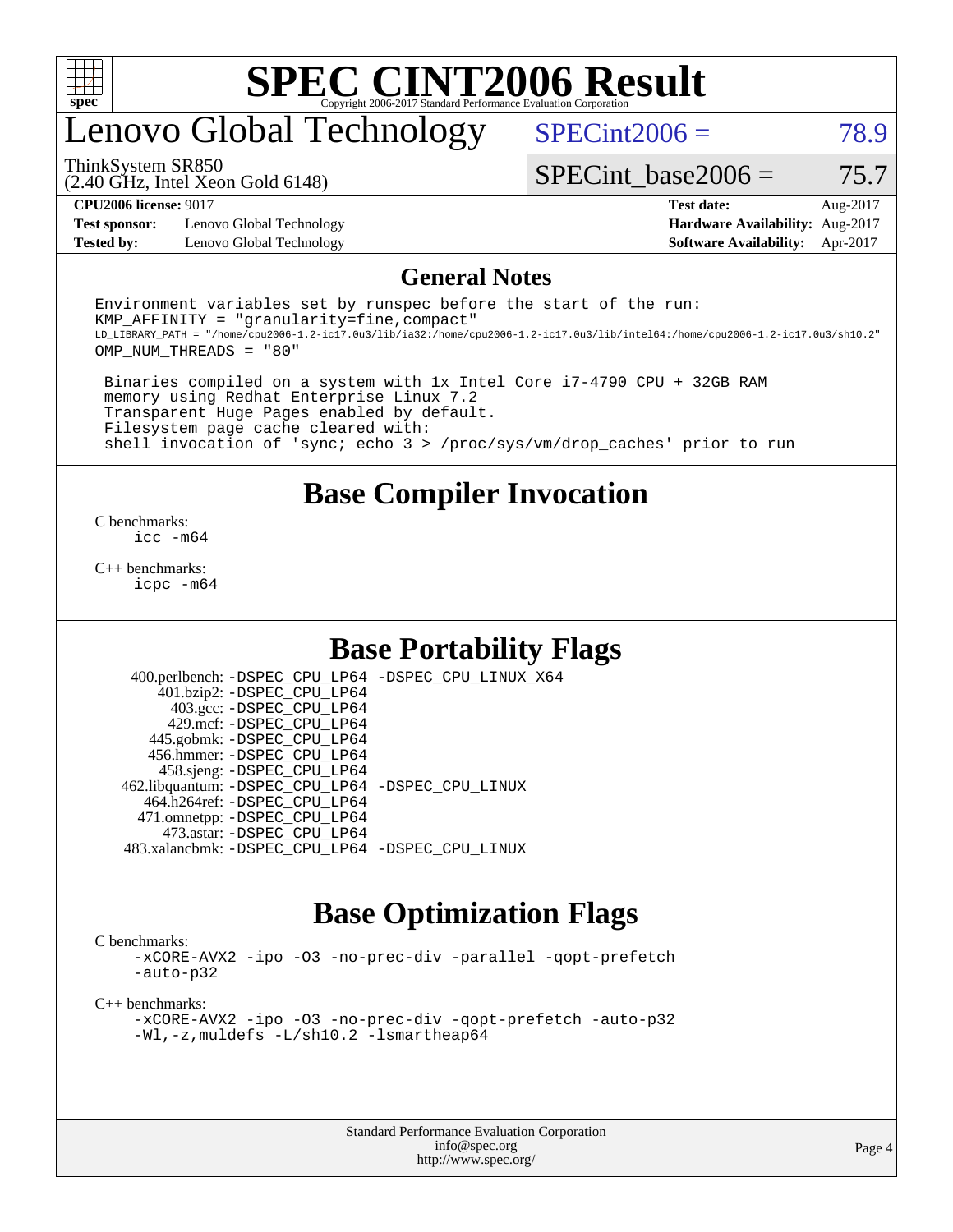# SPEC CINT2006 Result

Copyright 2006-2017 Standard Performance Evaluation Corporation

# Lenovo Global Technology

ThinkSystem SR850
(2.40 GHz, Intel Xeon Gold 6148)

SPECint2006 = 78.9

SPECint_base2006 = 75.7

**CPU2006 license:** 9017
**Test sponsor:** Lenovo Global Technology
**Tested by:** Lenovo Global Technology

**Test date:** Aug-2017
**Hardware Availability:** Aug-2017
**Software Availability:** Apr-2017

## General Notes

```
Environment variables set by runspec before the start of the run:
KMP_AFFINITY = "granularity=fine,compact"
LD_LIBRARY_PATH = "/home/cpu2006-1.2-ic17.0u3/lib/ia32:/home/cpu2006-1.2-ic17.0u3/lib/intel64:/home/cpu2006-1.2-ic17.0u3/sh10.2"
OMP_NUM_THREADS = "80"

 Binaries compiled on a system with 1x Intel Core i7-4790 CPU + 32GB RAM
 memory using Redhat Enterprise Linux 7.2
 Transparent Huge Pages enabled by default.
 Filesystem page cache cleared with:
 shell invocation of 'sync; echo 3 > /proc/sys/vm/drop_caches' prior to run
```

## Base Compiler Invocation

C benchmarks:
  icc -m64

C++ benchmarks:
  icpc -m64

## Base Portability Flags

400.perlbench: -DSPEC_CPU_LP64 -DSPEC_CPU_LINUX_X64
401.bzip2: -DSPEC_CPU_LP64
403.gcc: -DSPEC_CPU_LP64
429.mcf: -DSPEC_CPU_LP64
445.gobmk: -DSPEC_CPU_LP64
456.hmmer: -DSPEC_CPU_LP64
458.sjeng: -DSPEC_CPU_LP64
462.libquantum: -DSPEC_CPU_LP64 -DSPEC_CPU_LINUX
464.h264ref: -DSPEC_CPU_LP64
471.omnetpp: -DSPEC_CPU_LP64
473.astar: -DSPEC_CPU_LP64
483.xalancbmk: -DSPEC_CPU_LP64 -DSPEC_CPU_LINUX

## Base Optimization Flags

C benchmarks:
  -xCORE-AVX2 -ipo -O3 -no-prec-div -parallel -qopt-prefetch -auto-p32

C++ benchmarks:
  -xCORE-AVX2 -ipo -O3 -no-prec-div -qopt-prefetch -auto-p32 -Wl,-z,muldefs -L/sh10.2 -lsmartheap64

Standard Performance Evaluation Corporation
info@spec.org
http://www.spec.org/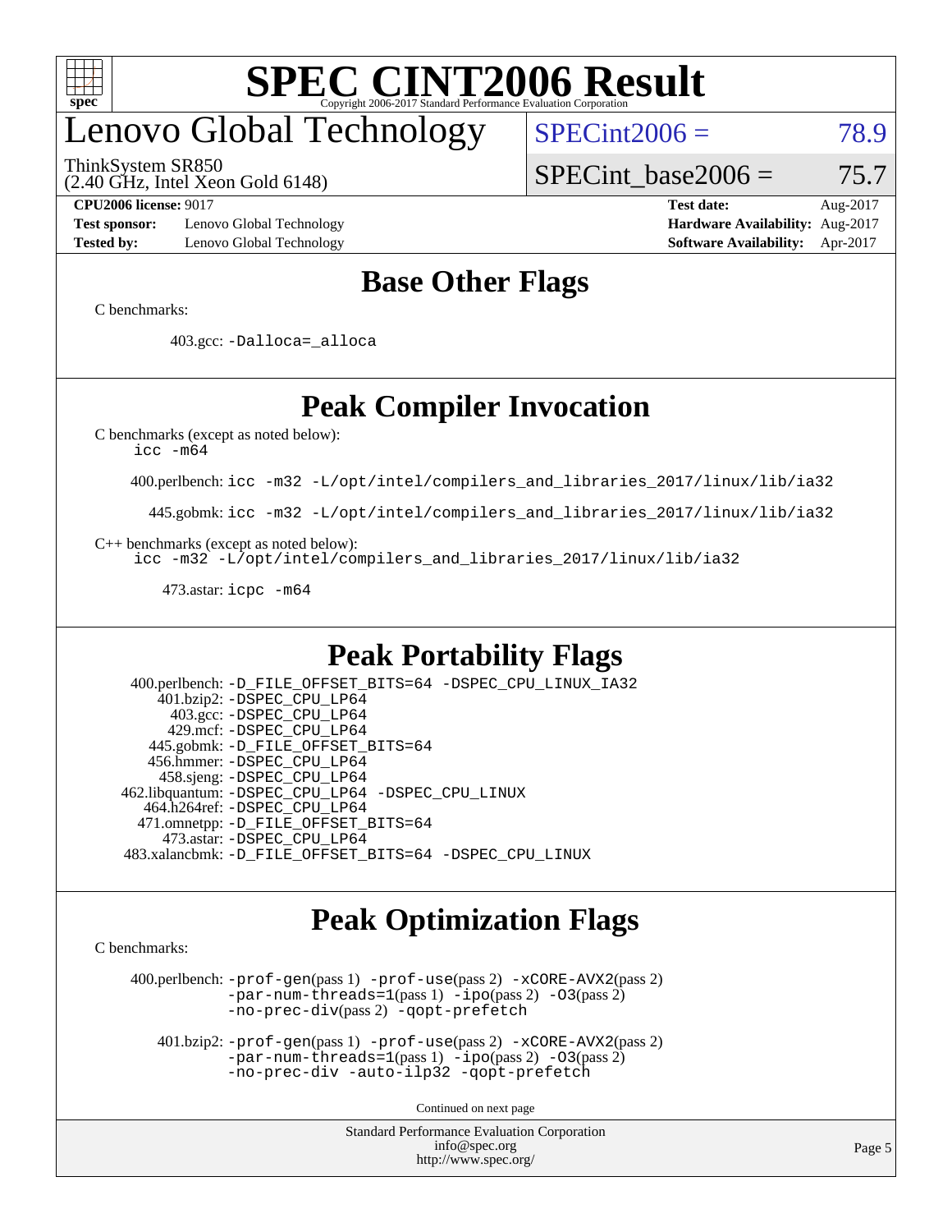# SPEC CINT2006 Result

Copyright 2006-2017 Standard Performance Evaluation Corporation

## Lenovo Global Technology

ThinkSystem SR850
(2.40 GHz, Intel Xeon Gold 6148)

SPECint2006 = 78.9

SPECint_base2006 = 75.7

| | | | |
|---|---|---|---|
| **CPU2006 license:** 9017 | | **Test date:** | Aug-2017 |
| **Test sponsor:** | Lenovo Global Technology | **Hardware Availability:** | Aug-2017 |
| **Tested by:** | Lenovo Global Technology | **Software Availability:** | Apr-2017 |

## Base Other Flags

C benchmarks:

403.gcc: `-Dalloca=_alloca`

## Peak Compiler Invocation

C benchmarks (except as noted below):
`icc -m64`

400.perlbench: `icc -m32 -L/opt/intel/compilers_and_libraries_2017/linux/lib/ia32`

445.gobmk: `icc -m32 -L/opt/intel/compilers_and_libraries_2017/linux/lib/ia32`

C++ benchmarks (except as noted below):
`icc -m32 -L/opt/intel/compilers_and_libraries_2017/linux/lib/ia32`

473.astar: `icpc -m64`

## Peak Portability Flags

400.perlbench: `-D_FILE_OFFSET_BITS=64 -DSPEC_CPU_LINUX_IA32`
401.bzip2: `-DSPEC_CPU_LP64`
403.gcc: `-DSPEC_CPU_LP64`
429.mcf: `-DSPEC_CPU_LP64`
445.gobmk: `-D_FILE_OFFSET_BITS=64`
456.hmmer: `-DSPEC_CPU_LP64`
458.sjeng: `-DSPEC_CPU_LP64`
462.libquantum: `-DSPEC_CPU_LP64 -DSPEC_CPU_LINUX`
464.h264ref: `-DSPEC_CPU_LP64`
471.omnetpp: `-D_FILE_OFFSET_BITS=64`
473.astar: `-DSPEC_CPU_LP64`
483.xalancbmk: `-D_FILE_OFFSET_BITS=64 -DSPEC_CPU_LINUX`

## Peak Optimization Flags

C benchmarks:

400.perlbench: `-prof-gen`(pass 1) `-prof-use`(pass 2) `-xCORE-AVX2`(pass 2) `-par-num-threads=1`(pass 1) `-ipo`(pass 2) `-O3`(pass 2) `-no-prec-div`(pass 2) `-qopt-prefetch`

401.bzip2: `-prof-gen`(pass 1) `-prof-use`(pass 2) `-xCORE-AVX2`(pass 2) `-par-num-threads=1`(pass 1) `-ipo`(pass 2) `-O3`(pass 2) `-no-prec-div -auto-ilp32 -qopt-prefetch`

Continued on next page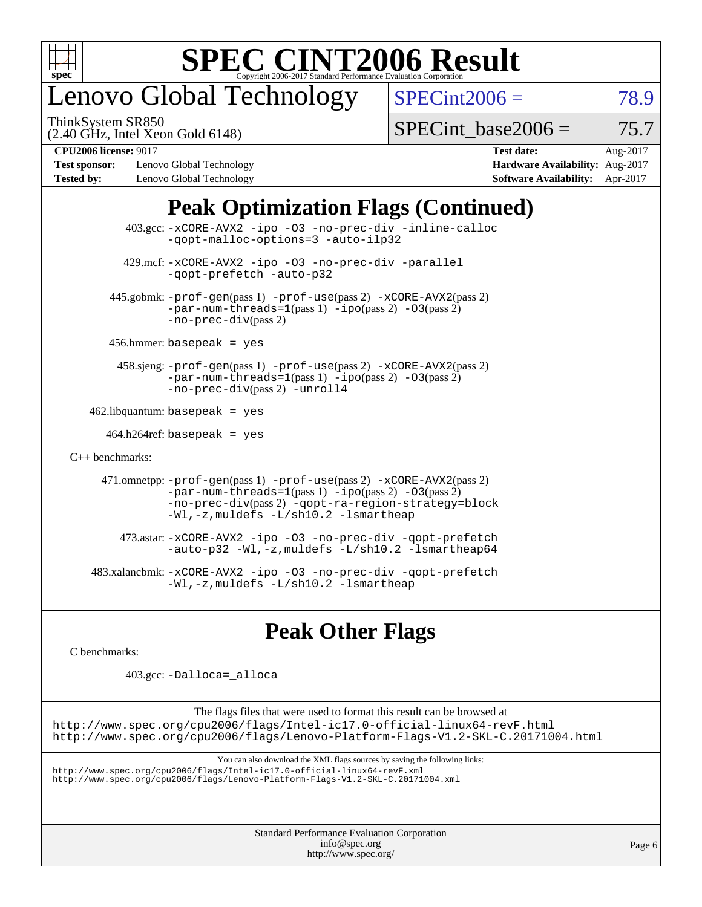# SPEC CINT2006 Result

Copyright 2006-2017 Standard Performance Evaluation Corporation

## Lenovo Global Technology

ThinkSystem SR850
(2.40 GHz, Intel Xeon Gold 6148)

SPECint2006 = 78.9

SPECint_base2006 = 75.7

| | | | |
|---|---|---|---|
| **CPU2006 license:** 9017 | | **Test date:** | Aug-2017 |
| **Test sponsor:** | Lenovo Global Technology | **Hardware Availability:** | Aug-2017 |
| **Tested by:** | Lenovo Global Technology | **Software Availability:** | Apr-2017 |

## Peak Optimization Flags (Continued)

403.gcc: -xCORE-AVX2 -ipo -O3 -no-prec-div -inline-calloc -qopt-malloc-options=3 -auto-ilp32

429.mcf: -xCORE-AVX2 -ipo -O3 -no-prec-div -parallel -qopt-prefetch -auto-p32

445.gobmk: -prof-gen(pass 1) -prof-use(pass 2) -xCORE-AVX2(pass 2) -par-num-threads=1(pass 1) -ipo(pass 2) -O3(pass 2) -no-prec-div(pass 2)

456.hmmer: basepeak = yes

458.sjeng: -prof-gen(pass 1) -prof-use(pass 2) -xCORE-AVX2(pass 2) -par-num-threads=1(pass 1) -ipo(pass 2) -O3(pass 2) -no-prec-div(pass 2) -unroll4

462.libquantum: basepeak = yes

464.h264ref: basepeak = yes

C++ benchmarks:

471.omnetpp: -prof-gen(pass 1) -prof-use(pass 2) -xCORE-AVX2(pass 2) -par-num-threads=1(pass 1) -ipo(pass 2) -O3(pass 2) -no-prec-div(pass 2) -qopt-ra-region-strategy=block -Wl,-z,muldefs -L/sh10.2 -lsmartheap

473.astar: -xCORE-AVX2 -ipo -O3 -no-prec-div -qopt-prefetch -auto-p32 -Wl,-z,muldefs -L/sh10.2 -lsmartheap64

483.xalancbmk: -xCORE-AVX2 -ipo -O3 -no-prec-div -qopt-prefetch -Wl,-z,muldefs -L/sh10.2 -lsmartheap

## Peak Other Flags

C benchmarks:

403.gcc: -Dalloca=_alloca

The flags files that were used to format this result can be browsed at
http://www.spec.org/cpu2006/flags/Intel-ic17.0-official-linux64-revF.html
http://www.spec.org/cpu2006/flags/Lenovo-Platform-Flags-V1.2-SKL-C.20171004.html

You can also download the XML flags sources by saving the following links:
http://www.spec.org/cpu2006/flags/Intel-ic17.0-official-linux64-revF.xml
http://www.spec.org/cpu2006/flags/Lenovo-Platform-Flags-V1.2-SKL-C.20171004.xml

Standard Performance Evaluation Corporation
info@spec.org
http://www.spec.org/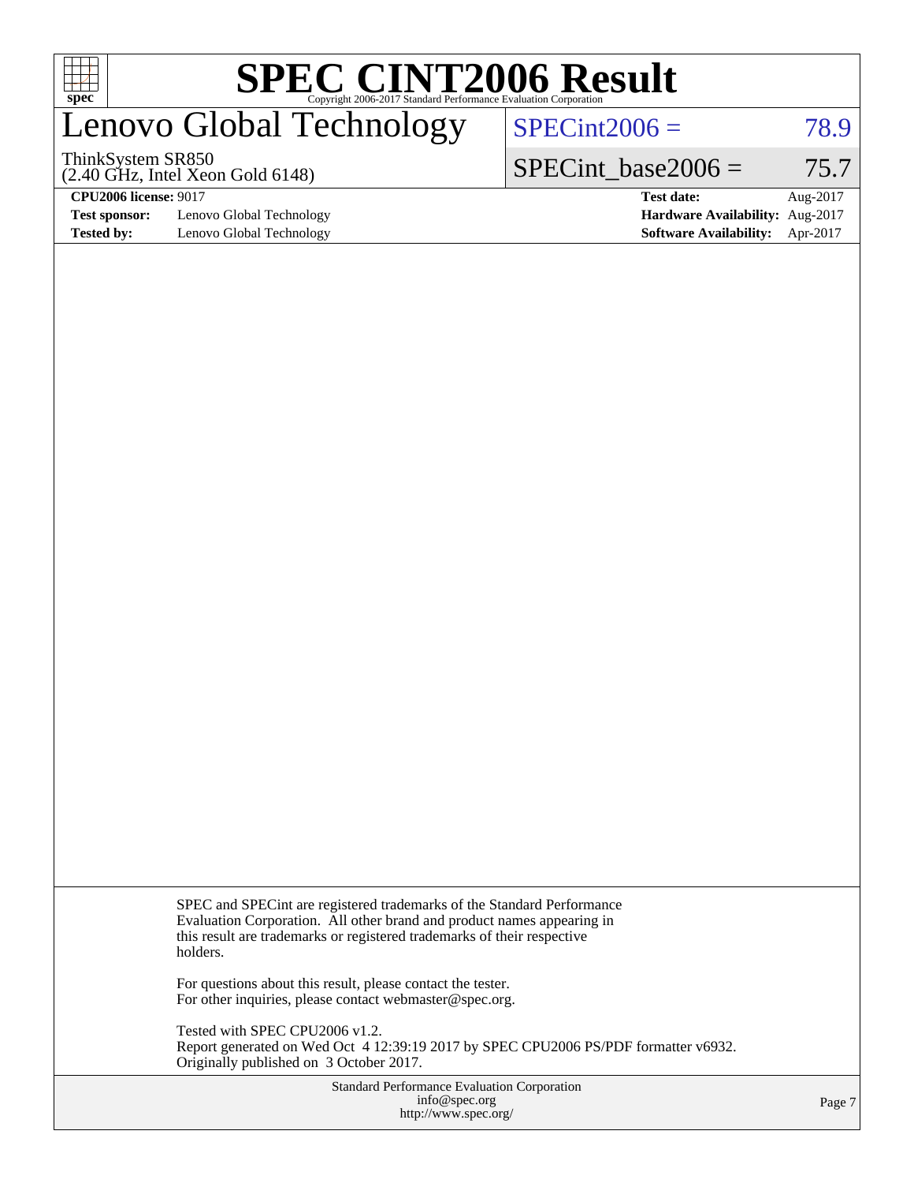SPEC and SPECint are registered trademarks of the Standard Performance Evaluation Corporation. All other brand and product names appearing in this result are trademarks or registered trademarks of their respective holders.

For questions about this result, please contact the tester.
For other inquiries, please contact webmaster@spec.org.

Tested with SPEC CPU2006 v1.2.
Report generated on Wed Oct 4 12:39:19 2017 by SPEC CPU2006 PS/PDF formatter v6932.
Originally published on 3 October 2017.